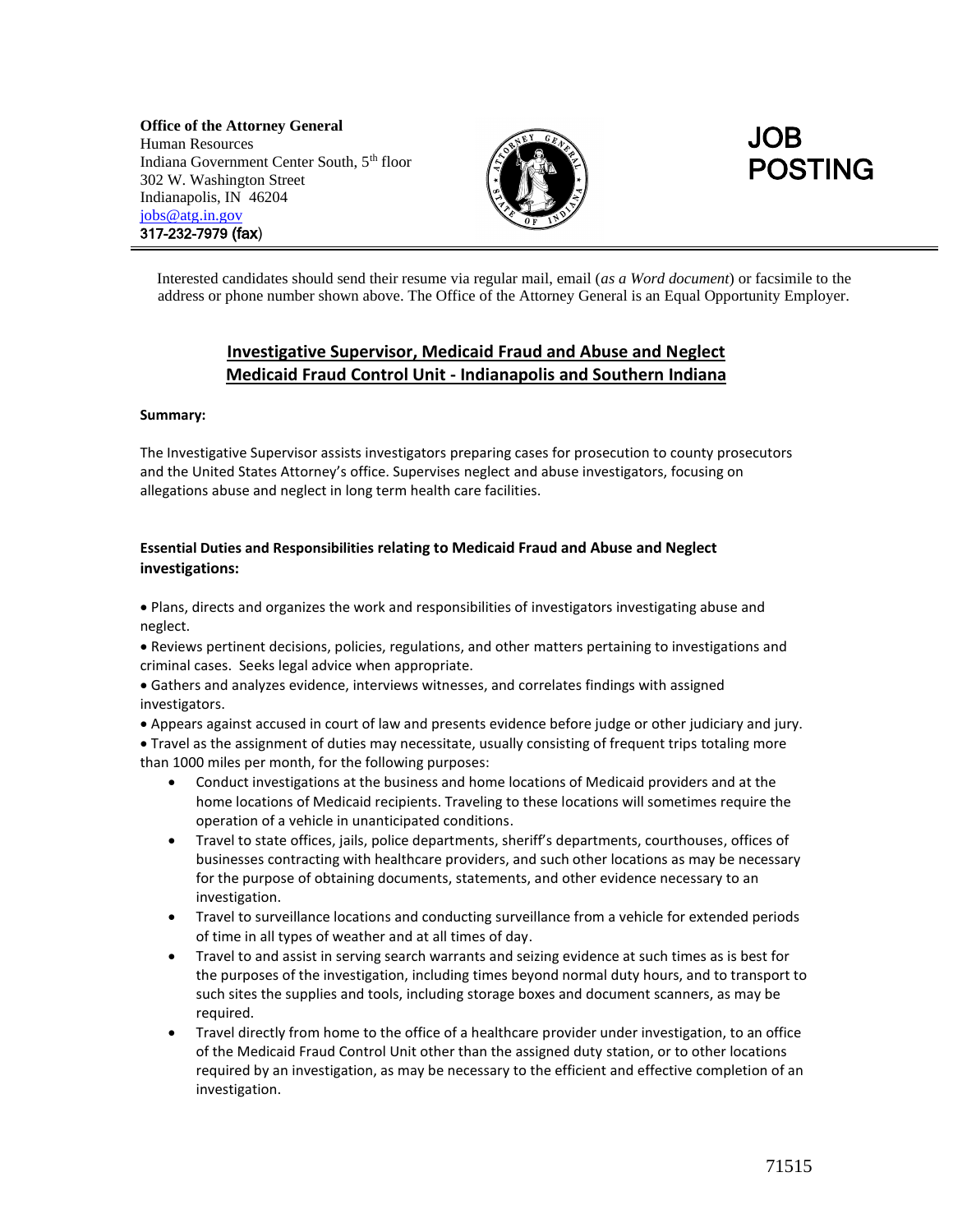**Office of the Attorney General**
Human Resources
Indiana Government Center South, 5th floor
302 W. Washington Street
Indianapolis, IN 46204
jobs@atg.in.gov
317-232-7979 (fax)

# JOB POSTING

Interested candidates should send their resume via regular mail, email (*as a Word document*) or facsimile to the address or phone number shown above. The Office of the Attorney General is an Equal Opportunity Employer.

## Investigative Supervisor, Medicaid Fraud and Abuse and Neglect
## Medicaid Fraud Control Unit - Indianapolis and Southern Indiana

**Summary:**

The Investigative Supervisor assists investigators preparing cases for prosecution to county prosecutors and the United States Attorney's office. Supervises neglect and abuse investigators, focusing on allegations abuse and neglect in long term health care facilities.

**Essential Duties and Responsibilities relating to Medicaid Fraud and Abuse and Neglect investigations:**

- Plans, directs and organizes the work and responsibilities of investigators investigating abuse and neglect.
- Reviews pertinent decisions, policies, regulations, and other matters pertaining to investigations and criminal cases. Seeks legal advice when appropriate.
- Gathers and analyzes evidence, interviews witnesses, and correlates findings with assigned investigators.
- Appears against accused in court of law and presents evidence before judge or other judiciary and jury.
- Travel as the assignment of duties may necessitate, usually consisting of frequent trips totaling more than 1000 miles per month, for the following purposes:
    - Conduct investigations at the business and home locations of Medicaid providers and at the home locations of Medicaid recipients. Traveling to these locations will sometimes require the operation of a vehicle in unanticipated conditions.
    - Travel to state offices, jails, police departments, sheriff's departments, courthouses, offices of businesses contracting with healthcare providers, and such other locations as may be necessary for the purpose of obtaining documents, statements, and other evidence necessary to an investigation.
    - Travel to surveillance locations and conducting surveillance from a vehicle for extended periods of time in all types of weather and at all times of day.
    - Travel to and assist in serving search warrants and seizing evidence at such times as is best for the purposes of the investigation, including times beyond normal duty hours, and to transport to such sites the supplies and tools, including storage boxes and document scanners, as may be required.
    - Travel directly from home to the office of a healthcare provider under investigation, to an office of the Medicaid Fraud Control Unit other than the assigned duty station, or to other locations required by an investigation, as may be necessary to the efficient and effective completion of an investigation.

71515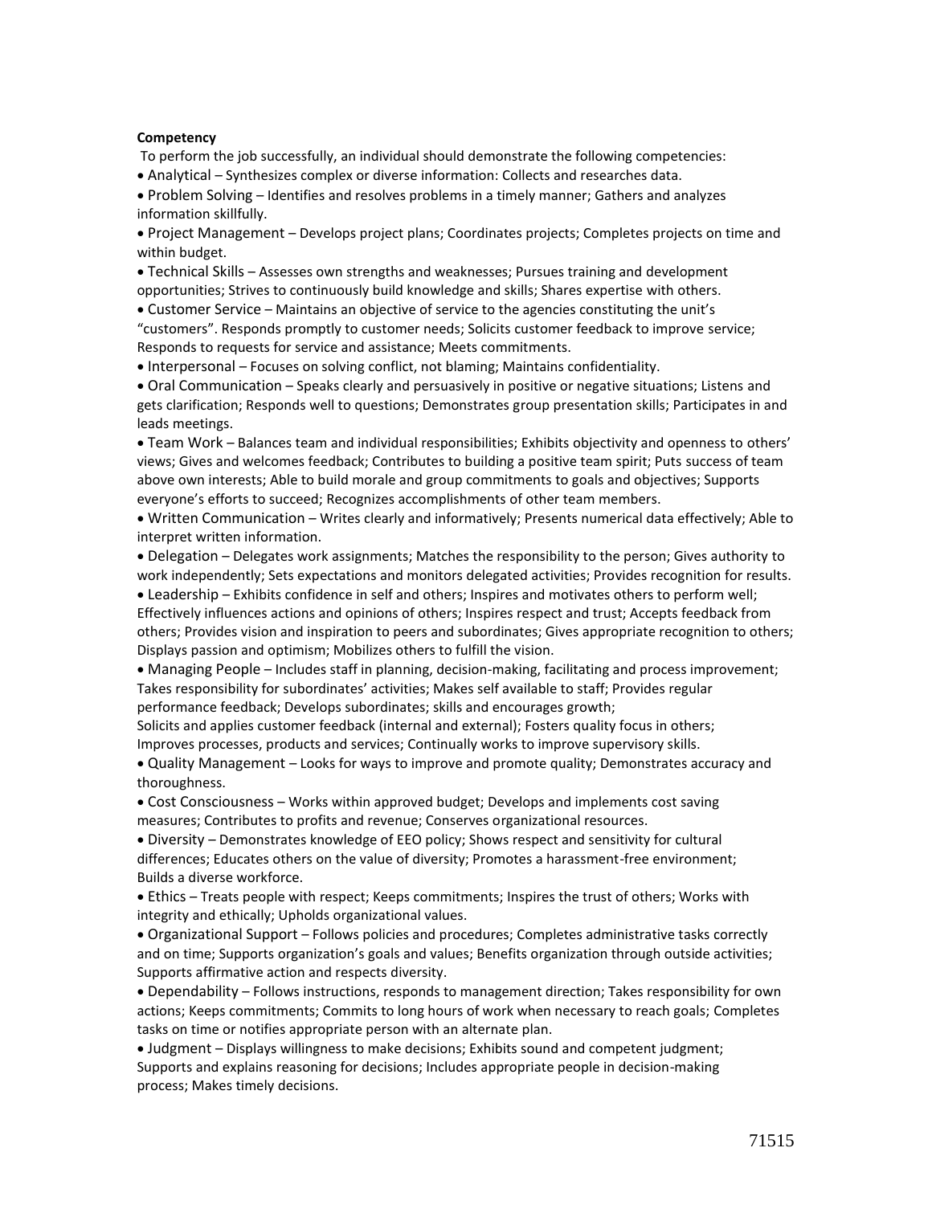**Competency**

To perform the job successfully, an individual should demonstrate the following competencies:

- Analytical – Synthesizes complex or diverse information: Collects and researches data.
- Problem Solving – Identifies and resolves problems in a timely manner; Gathers and analyzes information skillfully.
- Project Management – Develops project plans; Coordinates projects; Completes projects on time and within budget.
- Technical Skills – Assesses own strengths and weaknesses; Pursues training and development opportunities; Strives to continuously build knowledge and skills; Shares expertise with others.
- Customer Service – Maintains an objective of service to the agencies constituting the unit's "customers". Responds promptly to customer needs; Solicits customer feedback to improve service; Responds to requests for service and assistance; Meets commitments.
- Interpersonal – Focuses on solving conflict, not blaming; Maintains confidentiality.
- Oral Communication – Speaks clearly and persuasively in positive or negative situations; Listens and gets clarification; Responds well to questions; Demonstrates group presentation skills; Participates in and leads meetings.
- Team Work – Balances team and individual responsibilities; Exhibits objectivity and openness to others' views; Gives and welcomes feedback; Contributes to building a positive team spirit; Puts success of team above own interests; Able to build morale and group commitments to goals and objectives; Supports everyone's efforts to succeed; Recognizes accomplishments of other team members.
- Written Communication – Writes clearly and informatively; Presents numerical data effectively; Able to interpret written information.
- Delegation – Delegates work assignments; Matches the responsibility to the person; Gives authority to work independently; Sets expectations and monitors delegated activities; Provides recognition for results.
- Leadership – Exhibits confidence in self and others; Inspires and motivates others to perform well; Effectively influences actions and opinions of others; Inspires respect and trust; Accepts feedback from others; Provides vision and inspiration to peers and subordinates; Gives appropriate recognition to others; Displays passion and optimism; Mobilizes others to fulfill the vision.
- Managing People – Includes staff in planning, decision-making, facilitating and process improvement; Takes responsibility for subordinates' activities; Makes self available to staff; Provides regular performance feedback; Develops subordinates; skills and encourages growth;
  Solicits and applies customer feedback (internal and external); Fosters quality focus in others; Improves processes, products and services; Continually works to improve supervisory skills.
- Quality Management – Looks for ways to improve and promote quality; Demonstrates accuracy and thoroughness.
- Cost Consciousness – Works within approved budget; Develops and implements cost saving measures; Contributes to profits and revenue; Conserves organizational resources.
- Diversity – Demonstrates knowledge of EEO policy; Shows respect and sensitivity for cultural differences; Educates others on the value of diversity; Promotes a harassment-free environment; Builds a diverse workforce.
- Ethics – Treats people with respect; Keeps commitments; Inspires the trust of others; Works with integrity and ethically; Upholds organizational values.
- Organizational Support – Follows policies and procedures; Completes administrative tasks correctly and on time; Supports organization's goals and values; Benefits organization through outside activities; Supports affirmative action and respects diversity.
- Dependability – Follows instructions, responds to management direction; Takes responsibility for own actions; Keeps commitments; Commits to long hours of work when necessary to reach goals; Completes tasks on time or notifies appropriate person with an alternate plan.
- Judgment – Displays willingness to make decisions; Exhibits sound and competent judgment; Supports and explains reasoning for decisions; Includes appropriate people in decision-making process; Makes timely decisions.

71515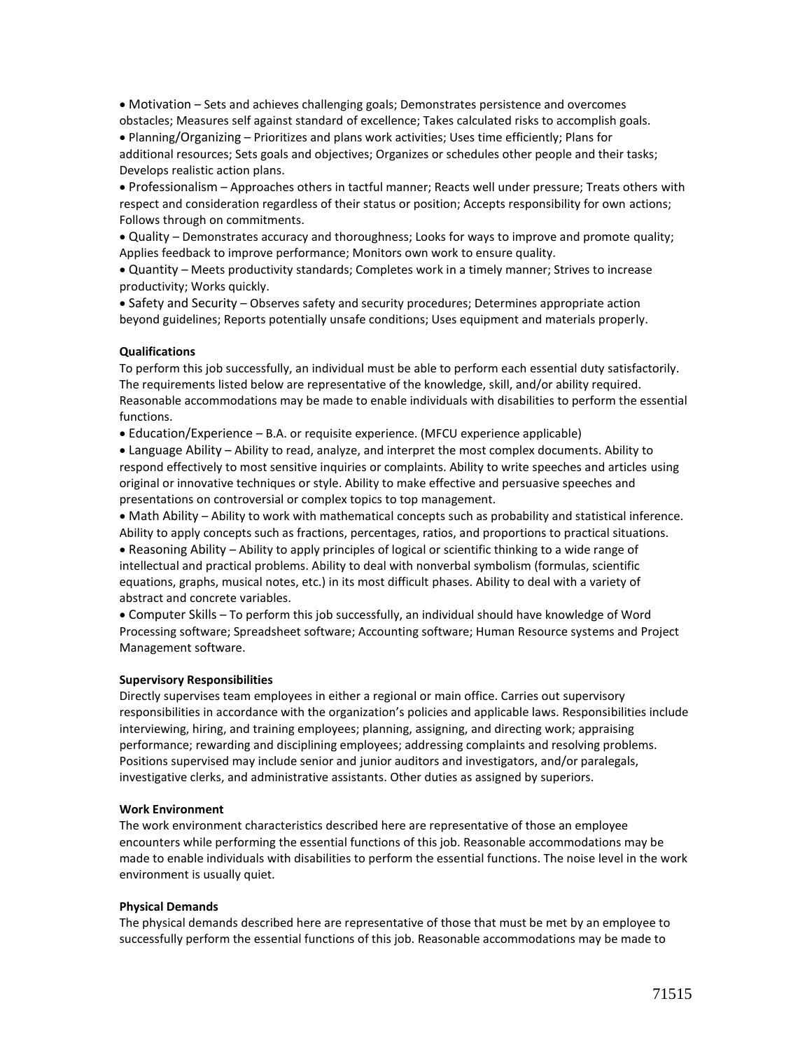- Motivation – Sets and achieves challenging goals; Demonstrates persistence and overcomes obstacles; Measures self against standard of excellence; Takes calculated risks to accomplish goals.
- Planning/Organizing – Prioritizes and plans work activities; Uses time efficiently; Plans for additional resources; Sets goals and objectives; Organizes or schedules other people and their tasks; Develops realistic action plans.
- Professionalism – Approaches others in tactful manner; Reacts well under pressure; Treats others with respect and consideration regardless of their status or position; Accepts responsibility for own actions; Follows through on commitments.
- Quality – Demonstrates accuracy and thoroughness; Looks for ways to improve and promote quality; Applies feedback to improve performance; Monitors own work to ensure quality.
- Quantity – Meets productivity standards; Completes work in a timely manner; Strives to increase productivity; Works quickly.
- Safety and Security – Observes safety and security procedures; Determines appropriate action beyond guidelines; Reports potentially unsafe conditions; Uses equipment and materials properly.

**Qualifications**

To perform this job successfully, an individual must be able to perform each essential duty satisfactorily. The requirements listed below are representative of the knowledge, skill, and/or ability required. Reasonable accommodations may be made to enable individuals with disabilities to perform the essential functions.

- Education/Experience – B.A. or requisite experience. (MFCU experience applicable)
- Language Ability – Ability to read, analyze, and interpret the most complex documents. Ability to respond effectively to most sensitive inquiries or complaints. Ability to write speeches and articles using original or innovative techniques or style. Ability to make effective and persuasive speeches and presentations on controversial or complex topics to top management.
- Math Ability – Ability to work with mathematical concepts such as probability and statistical inference. Ability to apply concepts such as fractions, percentages, ratios, and proportions to practical situations.
- Reasoning Ability – Ability to apply principles of logical or scientific thinking to a wide range of intellectual and practical problems. Ability to deal with nonverbal symbolism (formulas, scientific equations, graphs, musical notes, etc.) in its most difficult phases. Ability to deal with a variety of abstract and concrete variables.
- Computer Skills – To perform this job successfully, an individual should have knowledge of Word Processing software; Spreadsheet software; Accounting software; Human Resource systems and Project Management software.

**Supervisory Responsibilities**

Directly supervises team employees in either a regional or main office. Carries out supervisory responsibilities in accordance with the organization's policies and applicable laws. Responsibilities include interviewing, hiring, and training employees; planning, assigning, and directing work; appraising performance; rewarding and disciplining employees; addressing complaints and resolving problems. Positions supervised may include senior and junior auditors and investigators, and/or paralegals, investigative clerks, and administrative assistants. Other duties as assigned by superiors.

**Work Environment**

The work environment characteristics described here are representative of those an employee encounters while performing the essential functions of this job. Reasonable accommodations may be made to enable individuals with disabilities to perform the essential functions. The noise level in the work environment is usually quiet.

**Physical Demands**

The physical demands described here are representative of those that must be met by an employee to successfully perform the essential functions of this job. Reasonable accommodations may be made to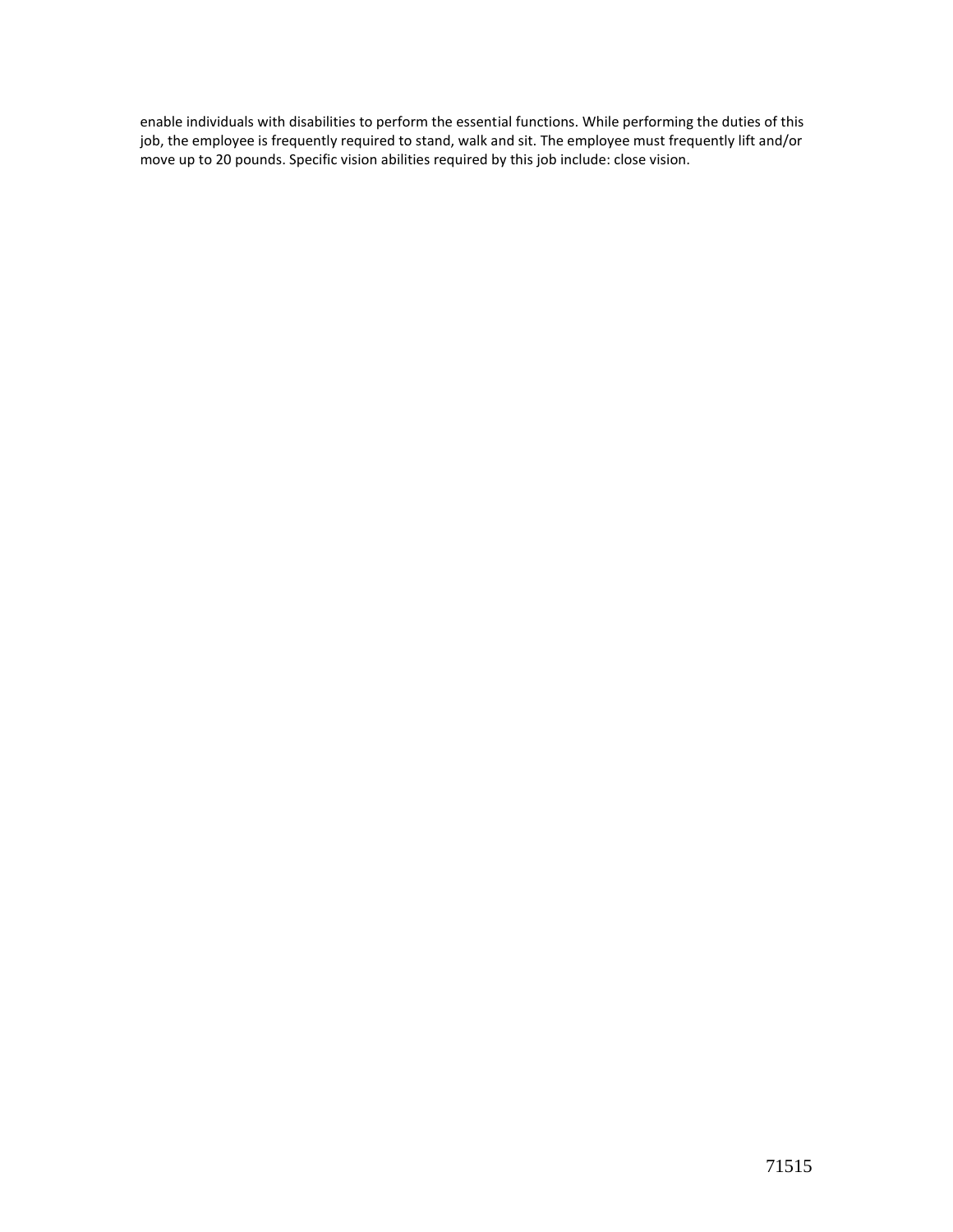enable individuals with disabilities to perform the essential functions. While performing the duties of this job, the employee is frequently required to stand, walk and sit. The employee must frequently lift and/or move up to 20 pounds. Specific vision abilities required by this job include: close vision.

71515